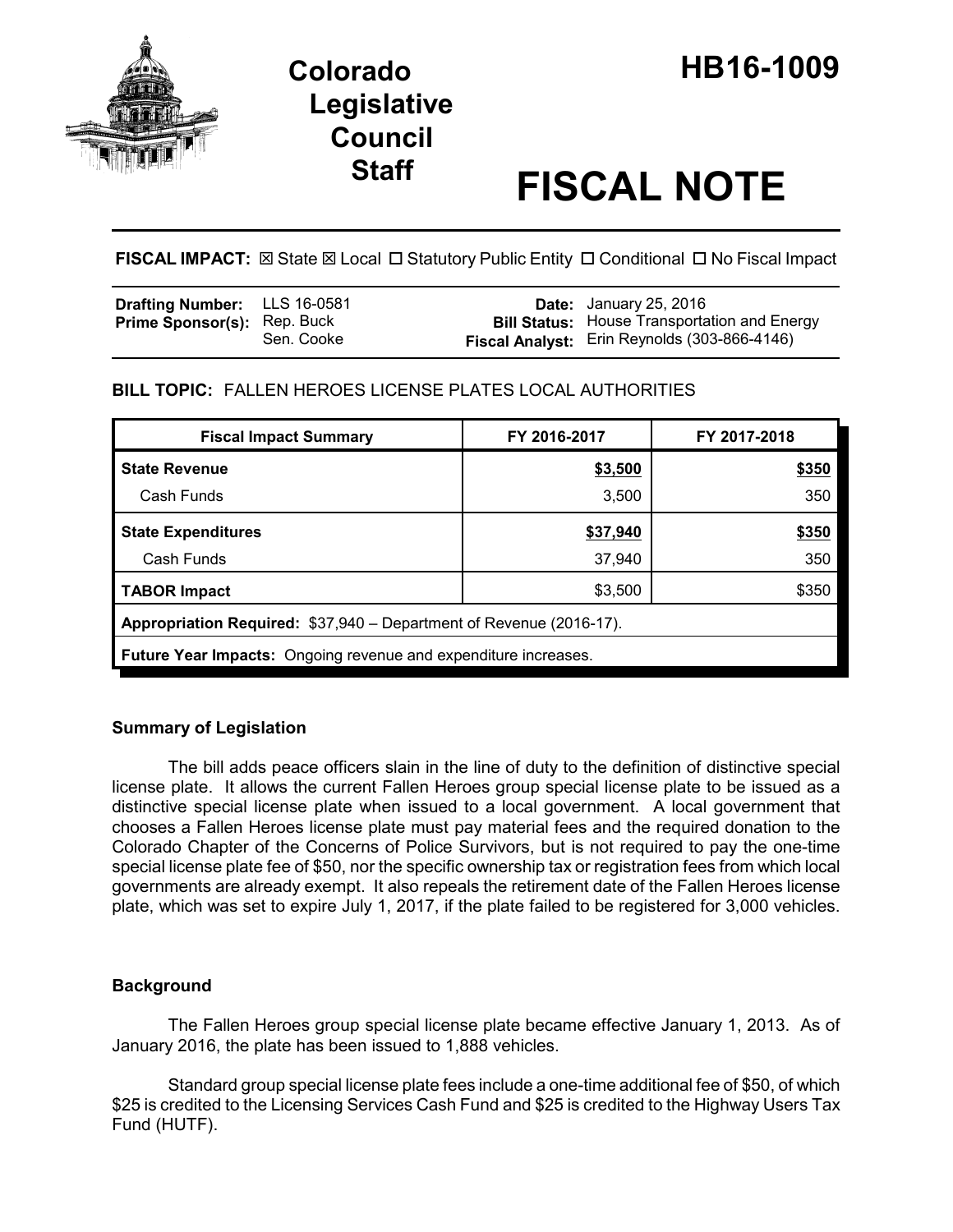# Colorado Legislative Council Staff

# HB16-1009

# FISCAL NOTE

**FISCAL IMPACT:** ☒ State ☒ Local ☐ Statutory Public Entity ☐ Conditional ☐ No Fiscal Impact

| | | | |
|---|---|---|---|
| **Drafting Number:** | LLS 16-0581 | **Date:** | January 25, 2016 |
| **Prime Sponsor(s):** | Rep. Buck<br>Sen. Cooke | **Bill Status:** | House Transportation and Energy |
| | | **Fiscal Analyst:** | Erin Reynolds (303-866-4146) |

**BILL TOPIC:** FALLEN HEROES LICENSE PLATES LOCAL AUTHORITIES

| Fiscal Impact Summary | FY 2016-2017 | FY 2017-2018 |
|---|---|---|
| **State Revenue** | **$3,500** | **$350** |
| Cash Funds | 3,500 | 350 |
| **State Expenditures** | **$37,940** | **$350** |
| Cash Funds | 37,940 | 350 |
| **TABOR Impact** | $3,500 | $350 |
| **Appropriation Required:** $37,940 – Department of Revenue (2016-17). | | |
| **Future Year Impacts:** Ongoing revenue and expenditure increases. | | |

## Summary of Legislation

The bill adds peace officers slain in the line of duty to the definition of distinctive special license plate. It allows the current Fallen Heroes group special license plate to be issued as a distinctive special license plate when issued to a local government. A local government that chooses a Fallen Heroes license plate must pay material fees and the required donation to the Colorado Chapter of the Concerns of Police Survivors, but is not required to pay the one-time special license plate fee of $50, nor the specific ownership tax or registration fees from which local governments are already exempt. It also repeals the retirement date of the Fallen Heroes license plate, which was set to expire July 1, 2017, if the plate failed to be registered for 3,000 vehicles.

## Background

The Fallen Heroes group special license plate became effective January 1, 2013. As of January 2016, the plate has been issued to 1,888 vehicles.

Standard group special license plate fees include a one-time additional fee of $50, of which $25 is credited to the Licensing Services Cash Fund and $25 is credited to the Highway Users Tax Fund (HUTF).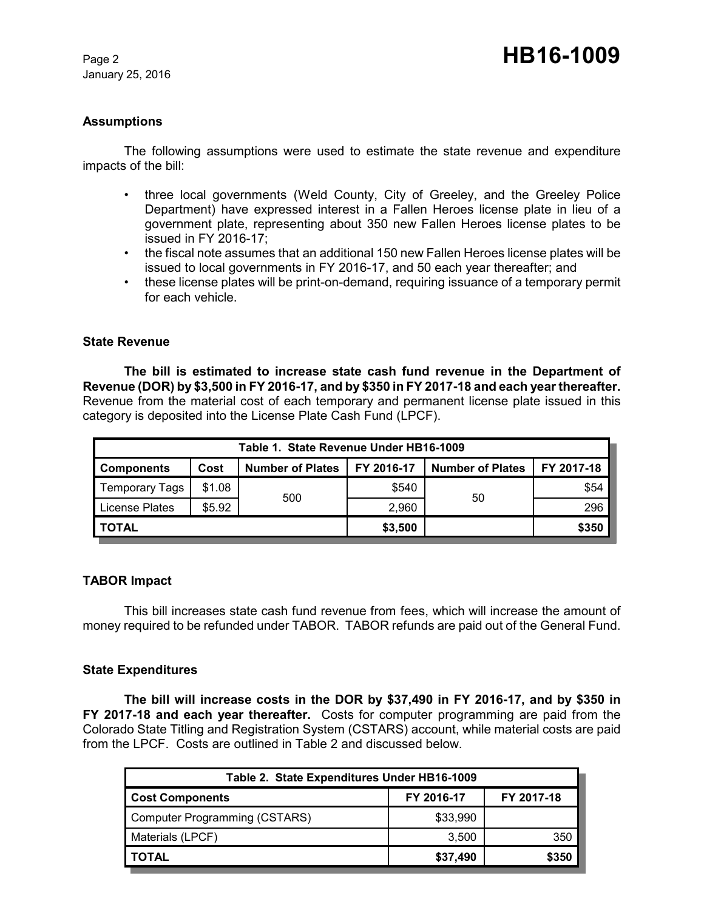## Assumptions

The following assumptions were used to estimate the state revenue and expenditure impacts of the bill:

- three local governments (Weld County, City of Greeley, and the Greeley Police Department) have expressed interest in a Fallen Heroes license plate in lieu of a government plate, representing about 350 new Fallen Heroes license plates to be issued in FY 2016-17;
- the fiscal note assumes that an additional 150 new Fallen Heroes license plates will be issued to local governments in FY 2016-17, and 50 each year thereafter; and
- these license plates will be print-on-demand, requiring issuance of a temporary permit for each vehicle.

## State Revenue

**The bill is estimated to increase state cash fund revenue in the Department of Revenue (DOR) by $3,500 in FY 2016-17, and by $350 in FY 2017-18 and each year thereafter.** Revenue from the material cost of each temporary and permanent license plate issued in this category is deposited into the License Plate Cash Fund (LPCF).

| Table 1. State Revenue Under HB16-1009 | | | | | |
|---|---|---|---|---|---|
| **Components** | **Cost** | **Number of Plates** | **FY 2016-17** | **Number of Plates** | **FY 2017-18** |
| Temporary Tags | $1.08 | 500 | $540 | 50 | $54 |
| License Plates | $5.92 | | 2,960 | | 296 |
| **TOTAL** | | | **$3,500** | | **$350** |

## TABOR Impact

This bill increases state cash fund revenue from fees, which will increase the amount of money required to be refunded under TABOR. TABOR refunds are paid out of the General Fund.

## State Expenditures

**The bill will increase costs in the DOR by $37,490 in FY 2016-17, and by $350 in FY 2017-18 and each year thereafter.** Costs for computer programming are paid from the Colorado State Titling and Registration System (CSTARS) account, while material costs are paid from the LPCF. Costs are outlined in Table 2 and discussed below.

| Table 2. State Expenditures Under HB16-1009 | | |
|---|---|---|
| **Cost Components** | **FY 2016-17** | **FY 2017-18** |
| Computer Programming (CSTARS) | $33,990 | |
| Materials (LPCF) | 3,500 | 350 |
| **TOTAL** | **$37,490** | **$350** |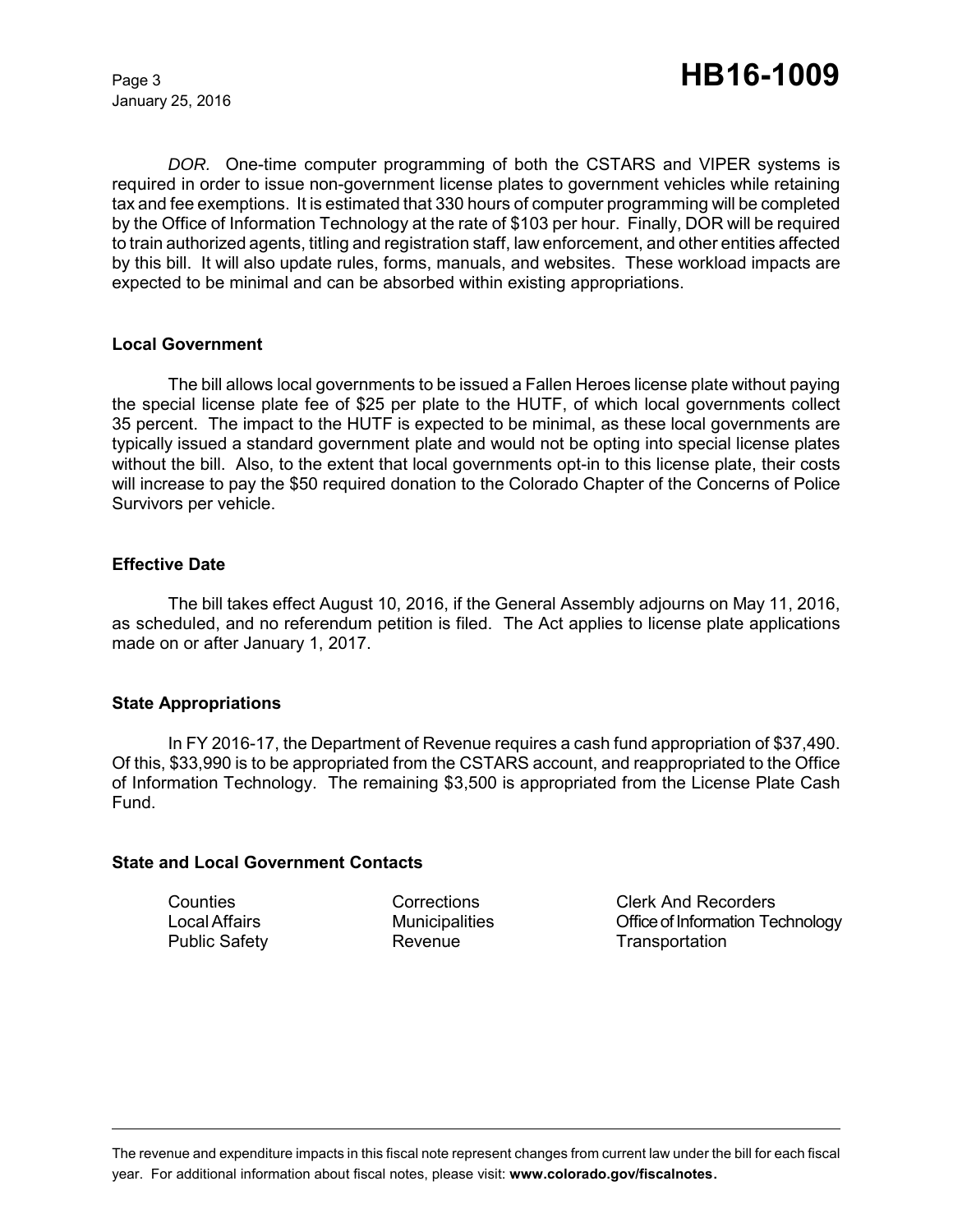*DOR.* One-time computer programming of both the CSTARS and VIPER systems is required in order to issue non-government license plates to government vehicles while retaining tax and fee exemptions. It is estimated that 330 hours of computer programming will be completed by the Office of Information Technology at the rate of $103 per hour. Finally, DOR will be required to train authorized agents, titling and registration staff, law enforcement, and other entities affected by this bill. It will also update rules, forms, manuals, and websites. These workload impacts are expected to be minimal and can be absorbed within existing appropriations.

### Local Government

The bill allows local governments to be issued a Fallen Heroes license plate without paying the special license plate fee of $25 per plate to the HUTF, of which local governments collect 35 percent. The impact to the HUTF is expected to be minimal, as these local governments are typically issued a standard government plate and would not be opting into special license plates without the bill. Also, to the extent that local governments opt-in to this license plate, their costs will increase to pay the $50 required donation to the Colorado Chapter of the Concerns of Police Survivors per vehicle.

### Effective Date

The bill takes effect August 10, 2016, if the General Assembly adjourns on May 11, 2016, as scheduled, and no referendum petition is filed. The Act applies to license plate applications made on or after January 1, 2017.

### State Appropriations

In FY 2016-17, the Department of Revenue requires a cash fund appropriation of $37,490. Of this, $33,990 is to be appropriated from the CSTARS account, and reappropriated to the Office of Information Technology. The remaining $3,500 is appropriated from the License Plate Cash Fund.

### State and Local Government Contacts

| | | |
|---|---|---|
| Counties | Corrections | Clerk And Recorders |
| Local Affairs | Municipalities | Office of Information Technology |
| Public Safety | Revenue | Transportation |

The revenue and expenditure impacts in this fiscal note represent changes from current law under the bill for each fiscal year. For additional information about fiscal notes, please visit: **www.colorado.gov/fiscalnotes.**